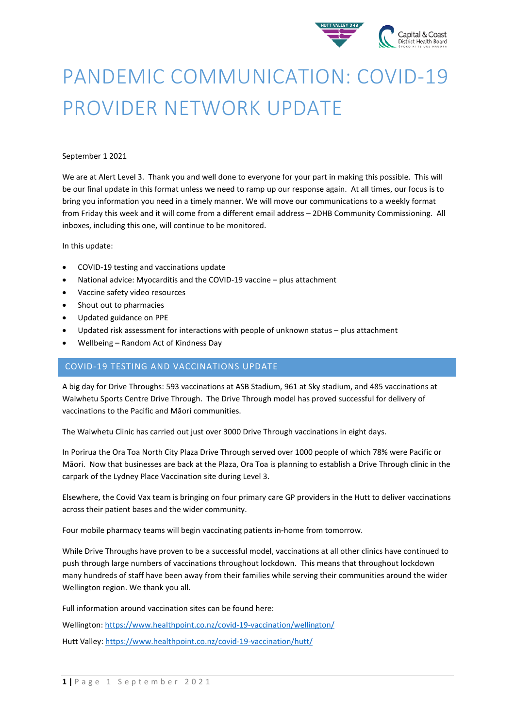# PANDEMIC COMMUNICATION: COVID-19 PROVIDER NETWORK UPDATE

September 1 2021

We are at Alert Level 3. Thank you and well done to everyone for your part in making this possible. This will be our final update in this format unless we need to ramp up our response again. At all times, our focus is to bring you information you need in a timely manner. We will move our communications to a weekly format from Friday this week and it will come from a different email address – 2DHB Community Commissioning. All inboxes, including this one, will continue to be monitored.

In this update:

- COVID-19 testing and vaccinations update
- National advice: Myocarditis and the COVID-19 vaccine – plus attachment
- Vaccine safety video resources
- Shout out to pharmacies
- Updated guidance on PPE
- Updated risk assessment for interactions with people of unknown status – plus attachment
- Wellbeing – Random Act of Kindness Day

## COVID-19 TESTING AND VACCINATIONS UPDATE

A big day for Drive Throughs: 593 vaccinations at ASB Stadium, 961 at Sky stadium, and 485 vaccinations at Waiwhetu Sports Centre Drive Through. The Drive Through model has proved successful for delivery of vaccinations to the Pacific and Māori communities.

The Waiwhetu Clinic has carried out just over 3000 Drive Through vaccinations in eight days.

In Porirua the Ora Toa North City Plaza Drive Through served over 1000 people of which 78% were Pacific or Māori. Now that businesses are back at the Plaza, Ora Toa is planning to establish a Drive Through clinic in the carpark of the Lydney Place Vaccination site during Level 3.

Elsewhere, the Covid Vax team is bringing on four primary care GP providers in the Hutt to deliver vaccinations across their patient bases and the wider community.

Four mobile pharmacy teams will begin vaccinating patients in-home from tomorrow.

While Drive Throughs have proven to be a successful model, vaccinations at all other clinics have continued to push through large numbers of vaccinations throughout lockdown. This means that throughout lockdown many hundreds of staff have been away from their families while serving their communities around the wider Wellington region. We thank you all.

Full information around vaccination sites can be found here:

Wellington: https://www.healthpoint.co.nz/covid-19-vaccination/wellington/

Hutt Valley: https://www.healthpoint.co.nz/covid-19-vaccination/hutt/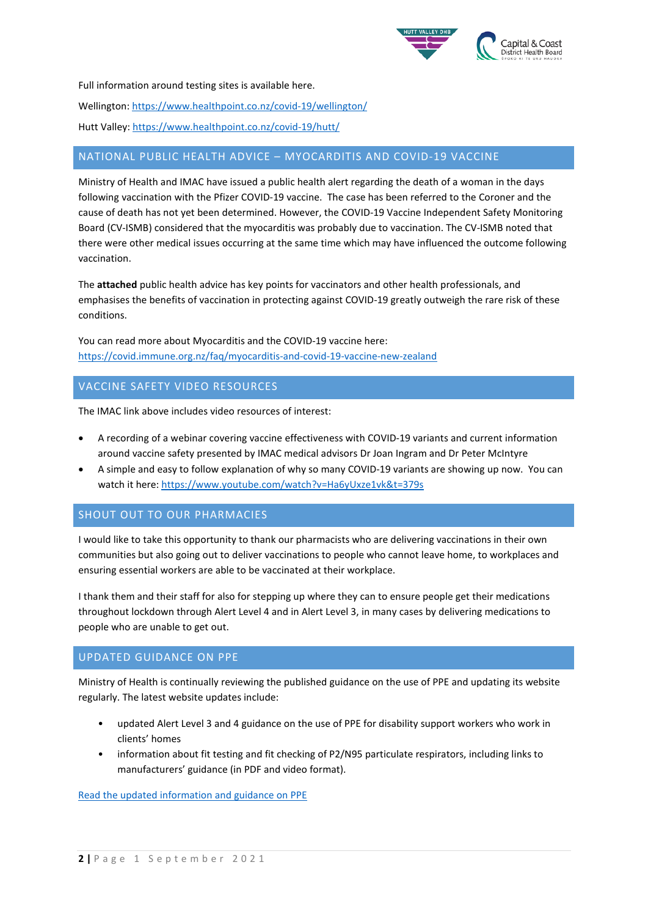Full information around testing sites is available here.

Wellington: [https://www.healthpoint.co.nz/covid-19/wellington/](https://www.healthpoint.co.nz/covid-19/wellington/)

Hutt Valley: [https://www.healthpoint.co.nz/covid-19/hutt/](https://www.healthpoint.co.nz/covid-19/hutt/)

## NATIONAL PUBLIC HEALTH ADVICE – MYOCARDITIS AND COVID-19 VACCINE

Ministry of Health and IMAC have issued a public health alert regarding the death of a woman in the days following vaccination with the Pfizer COVID-19 vaccine. The case has been referred to the Coroner and the cause of death has not yet been determined. However, the COVID-19 Vaccine Independent Safety Monitoring Board (CV-ISMB) considered that the myocarditis was probably due to vaccination. The CV-ISMB noted that there were other medical issues occurring at the same time which may have influenced the outcome following vaccination.

The **attached** public health advice has key points for vaccinators and other health professionals, and emphasises the benefits of vaccination in protecting against COVID-19 greatly outweigh the rare risk of these conditions.

You can read more about Myocarditis and the COVID-19 vaccine here: [https://covid.immune.org.nz/faq/myocarditis-and-covid-19-vaccine-new-zealand](https://covid.immune.org.nz/faq/myocarditis-and-covid-19-vaccine-new-zealand)

## VACCINE SAFETY VIDEO RESOURCES

The IMAC link above includes video resources of interest:

- A recording of a webinar covering vaccine effectiveness with COVID-19 variants and current information around vaccine safety presented by IMAC medical advisors Dr Joan Ingram and Dr Peter McIntyre
- A simple and easy to follow explanation of why so many COVID-19 variants are showing up now. You can watch it here: [https://www.youtube.com/watch?v=Ha6yUxze1vk&t=379s](https://www.youtube.com/watch?v=Ha6yUxze1vk&t=379s)

## SHOUT OUT TO OUR PHARMACIES

I would like to take this opportunity to thank our pharmacists who are delivering vaccinations in their own communities but also going out to deliver vaccinations to people who cannot leave home, to workplaces and ensuring essential workers are able to be vaccinated at their workplace.

I thank them and their staff for also for stepping up where they can to ensure people get their medications throughout lockdown through Alert Level 4 and in Alert Level 3, in many cases by delivering medications to people who are unable to get out.

## UPDATED GUIDANCE ON PPE

Ministry of Health is continually reviewing the published guidance on the use of PPE and updating its website regularly. The latest website updates include:

- updated Alert Level 3 and 4 guidance on the use of PPE for disability support workers who work in clients' homes
- information about fit testing and fit checking of P2/N95 particulate respirators, including links to manufacturers' guidance (in PDF and video format).

[Read the updated information and guidance on PPE]()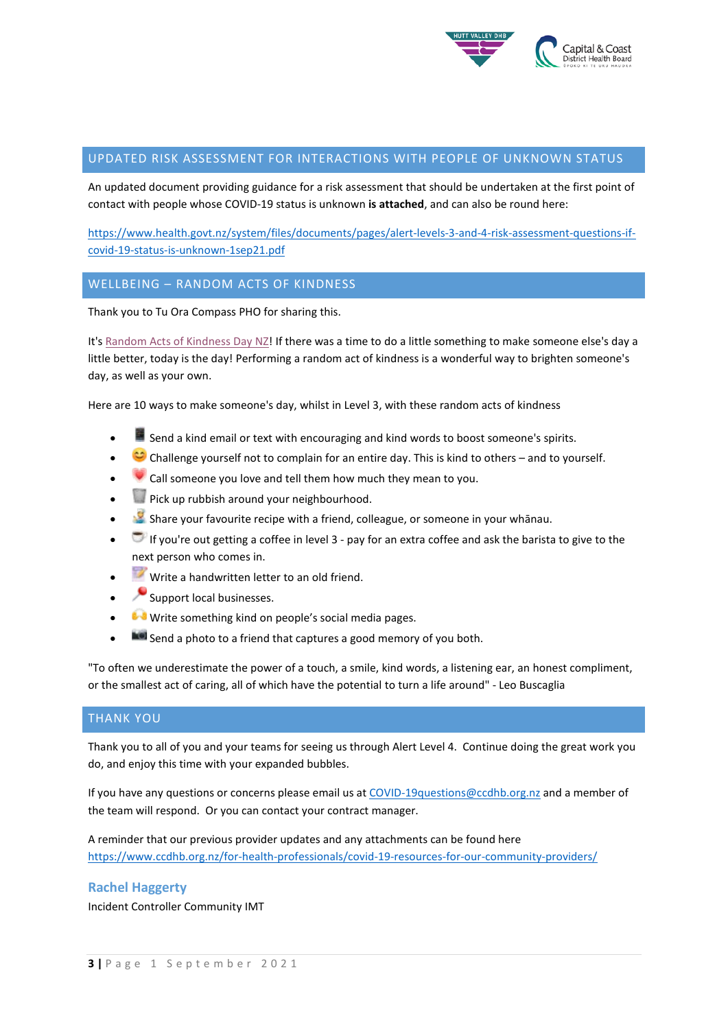## UPDATED RISK ASSESSMENT FOR INTERACTIONS WITH PEOPLE OF UNKNOWN STATUS

An updated document providing guidance for a risk assessment that should be undertaken at the first point of contact with people whose COVID-19 status is unknown **is attached**, and can also be round here:

https://www.health.govt.nz/system/files/documents/pages/alert-levels-3-and-4-risk-assessment-questions-if-covid-19-status-is-unknown-1sep21.pdf

## WELLBEING – RANDOM ACTS OF KINDNESS

Thank you to Tu Ora Compass PHO for sharing this.

It's Random Acts of Kindness Day NZ! If there was a time to do a little something to make someone else's day a little better, today is the day! Performing a random act of kindness is a wonderful way to brighten someone's day, as well as your own.

Here are 10 ways to make someone's day, whilst in Level 3, with these random acts of kindness

- Send a kind email or text with encouraging and kind words to boost someone's spirits.
- Challenge yourself not to complain for an entire day. This is kind to others – and to yourself.
- Call someone you love and tell them how much they mean to you.
- Pick up rubbish around your neighbourhood.
- Share your favourite recipe with a friend, colleague, or someone in your whānau.
- If you're out getting a coffee in level 3 - pay for an extra coffee and ask the barista to give to the next person who comes in.
- Write a handwritten letter to an old friend.
- Support local businesses.
- Write something kind on people's social media pages.
- Send a photo to a friend that captures a good memory of you both.

"To often we underestimate the power of a touch, a smile, kind words, a listening ear, an honest compliment, or the smallest act of caring, all of which have the potential to turn a life around" - Leo Buscaglia

## THANK YOU

Thank you to all of you and your teams for seeing us through Alert Level 4. Continue doing the great work you do, and enjoy this time with your expanded bubbles.

If you have any questions or concerns please email us at COVID-19questions@ccdhb.org.nz and a member of the team will respond. Or you can contact your contract manager.

A reminder that our previous provider updates and any attachments can be found here
https://www.ccdhb.org.nz/for-health-professionals/covid-19-resources-for-our-community-providers/

**Rachel Haggerty**
Incident Controller Community IMT